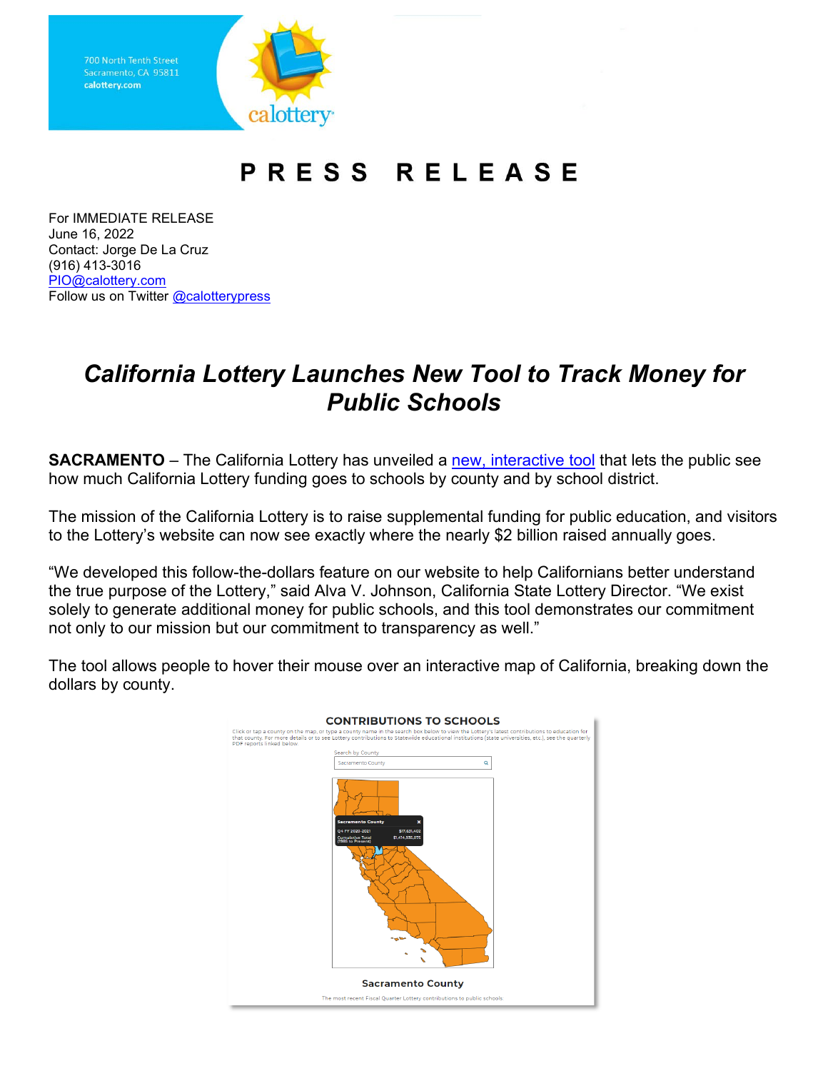700 North Tenth Street
Sacramento, CA 95811
calottery.com

# PRESS RELEASE

For IMMEDIATE RELEASE
June 16, 2022
Contact: Jorge De La Cruz
(916) 413-3016
PIO@calottery.com
Follow us on Twitter @calotterypress

## *California Lottery Launches New Tool to Track Money for Public Schools*

**SACRAMENTO** – The California Lottery has unveiled a new, interactive tool that lets the public see how much California Lottery funding goes to schools by county and by school district.

The mission of the California Lottery is to raise supplemental funding for public education, and visitors to the Lottery's website can now see exactly where the nearly $2 billion raised annually goes.

"We developed this follow-the-dollars feature on our website to help Californians better understand the true purpose of the Lottery," said Alva V. Johnson, California State Lottery Director. "We exist solely to generate additional money for public schools, and this tool demonstrates our commitment not only to our mission but our commitment to transparency as well."

The tool allows people to hover their mouse over an interactive map of California, breaking down the dollars by county.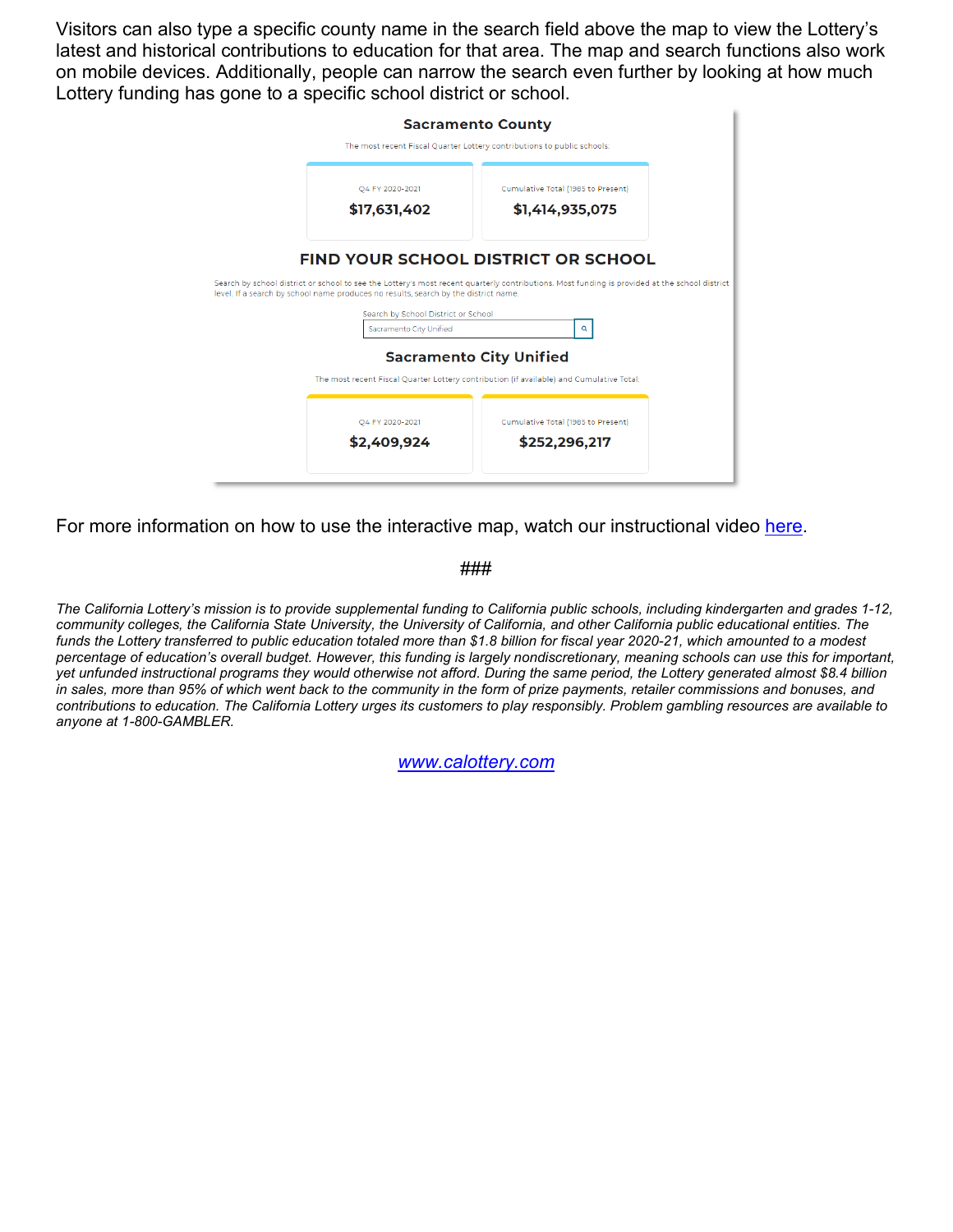Visitors can also type a specific county name in the search field above the map to view the Lottery's latest and historical contributions to education for that area. The map and search functions also work on mobile devices. Additionally, people can narrow the search even further by looking at how much Lottery funding has gone to a specific school district or school.

**Sacramento County**

The most recent Fiscal Quarter Lottery contributions to public schools.

Q4 FY 2020-2021
**$17,631,402**

Cumulative Total (1985 to Present)
**$1,414,935,075**

**FIND YOUR SCHOOL DISTRICT OR SCHOOL**

Search by school district or school to see the Lottery's most recent quarterly contributions. Most funding is provided at the school district level. If a search by school name produces no results, search by the district name.

Search by School District or School

Sacramento City Unified

**Sacramento City Unified**

The most recent Fiscal Quarter Lottery contribution (if available) and Cumulative Total.

Q4 FY 2020-2021
**$2,409,924**

Cumulative Total (1985 to Present)
**$252,296,217**

For more information on how to use the interactive map, watch our instructional video [here](here).

###

*The California Lottery's mission is to provide supplemental funding to California public schools, including kindergarten and grades 1-12, community colleges, the California State University, the University of California, and other California public educational entities. The funds the Lottery transferred to public education totaled more than $1.8 billion for fiscal year 2020-21, which amounted to a modest percentage of education's overall budget. However, this funding is largely nondiscretionary, meaning schools can use this for important, yet unfunded instructional programs they would otherwise not afford. During the same period, the Lottery generated almost $8.4 billion in sales, more than 95% of which went back to the community in the form of prize payments, retailer commissions and bonuses, and contributions to education. The California Lottery urges its customers to play responsibly. Problem gambling resources are available to anyone at 1-800-GAMBLER.*

[www.calottery.com](www.calottery.com)